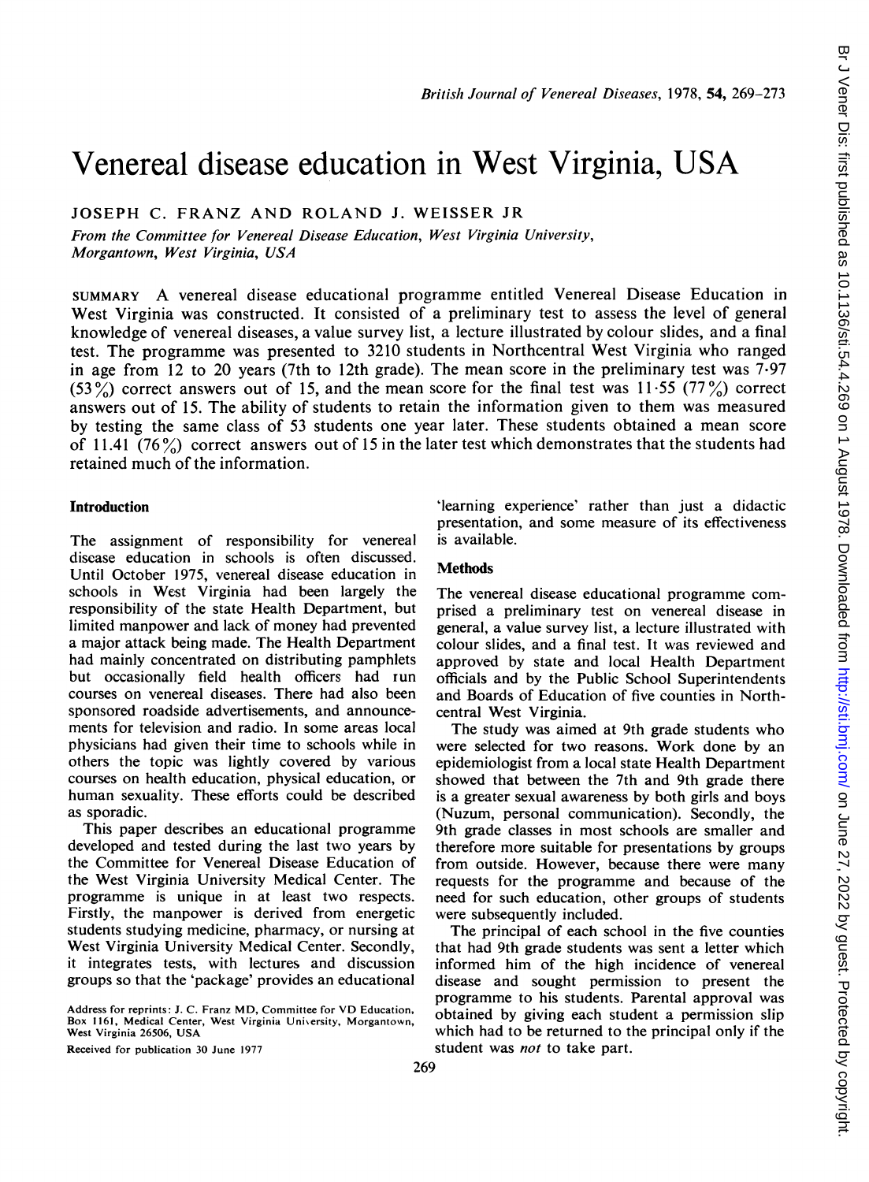# Venereal disease education in West Virginia, USA

JOSEPH C. FRANZ AND ROLAND J. WEISSER JR

*From the Committee for Venereal Disease Education, West Virginia University, Morgantown, West Virginia, USA*

SUMMARY A venereal disease educational programme entitled Venereal Disease Education in West Virginia was constructed. It consisted of a preliminary test to assess the level of general knowledge of venereal diseases, a value survey list, a lecture illustrated by colour slides, and a final test. The programme was presented to 3210 students in Northcentral West Virginia who ranged in age from 12 to 20 years (7th to 12th grade). The mean score in the preliminary test was 7·97 (53%) correct answers out of 15, and the mean score for the final test was 11·55 (77%) correct answers out of 15. The ability of students to retain the information given to them was measured by testing the same class of 53 students one year later. These students obtained a mean score of 11.41 (76%) correct answers out of 15 in the later test which demonstrates that the students had retained much of the information.

## Introduction

The assignment of responsibility for venereal disease education in schools is often discussed. Until October 1975, venereal disease education in schools in West Virginia had been largely the responsibility of the state Health Department, but limited manpower and lack of money had prevented a major attack being made. The Health Department had mainly concentrated on distributing pamphlets but occasionally field health officers had run courses on venereal diseases. There had also been sponsored roadside advertisements, and announcements for television and radio. In some areas local physicians had given their time to schools while in others the topic was lightly covered by various courses on health education, physical education, or human sexuality. These efforts could be described as sporadic.

This paper describes an educational programme developed and tested during the last two years by the Committee for Venereal Disease Education of the West Virginia University Medical Center. The programme is unique in at least two respects. Firstly, the manpower is derived from energetic students studying medicine, pharmacy, or nursing at West Virginia University Medical Center. Secondly, it integrates tests, with lectures and discussion groups so that the 'package' provides an educational 'learning experience' rather than just a didactic presentation, and some measure of its effectiveness is available.

Address for reprints: J. C. Franz MD, Committee for VD Education, Box 1161, Medical Center, West Virginia University, Morgantown, West Virginia 26506, USA

Received for publication 30 June 1977

## Methods

The venereal disease educational programme comprised a preliminary test on venereal disease in general, a value survey list, a lecture illustrated with colour slides, and a final test. It was reviewed and approved by state and local Health Department officials and by the Public School Superintendents and Boards of Education of five counties in North-central West Virginia.

The study was aimed at 9th grade students who were selected for two reasons. Work done by an epidemiologist from a local state Health Department showed that between the 7th and 9th grade there is a greater sexual awareness by both girls and boys (Nuzum, personal communication). Secondly, the 9th grade classes in most schools are smaller and therefore more suitable for presentations by groups from outside. However, because there were many requests for the programme and because of the need for such education, other groups of students were subsequently included.

The principal of each school in the five counties that had 9th grade students was sent a letter which informed him of the high incidence of venereal disease and sought permission to present the programme to his students. Parental approval was obtained by giving each student a permission slip which had to be returned to the principal only if the student was *not* to take part.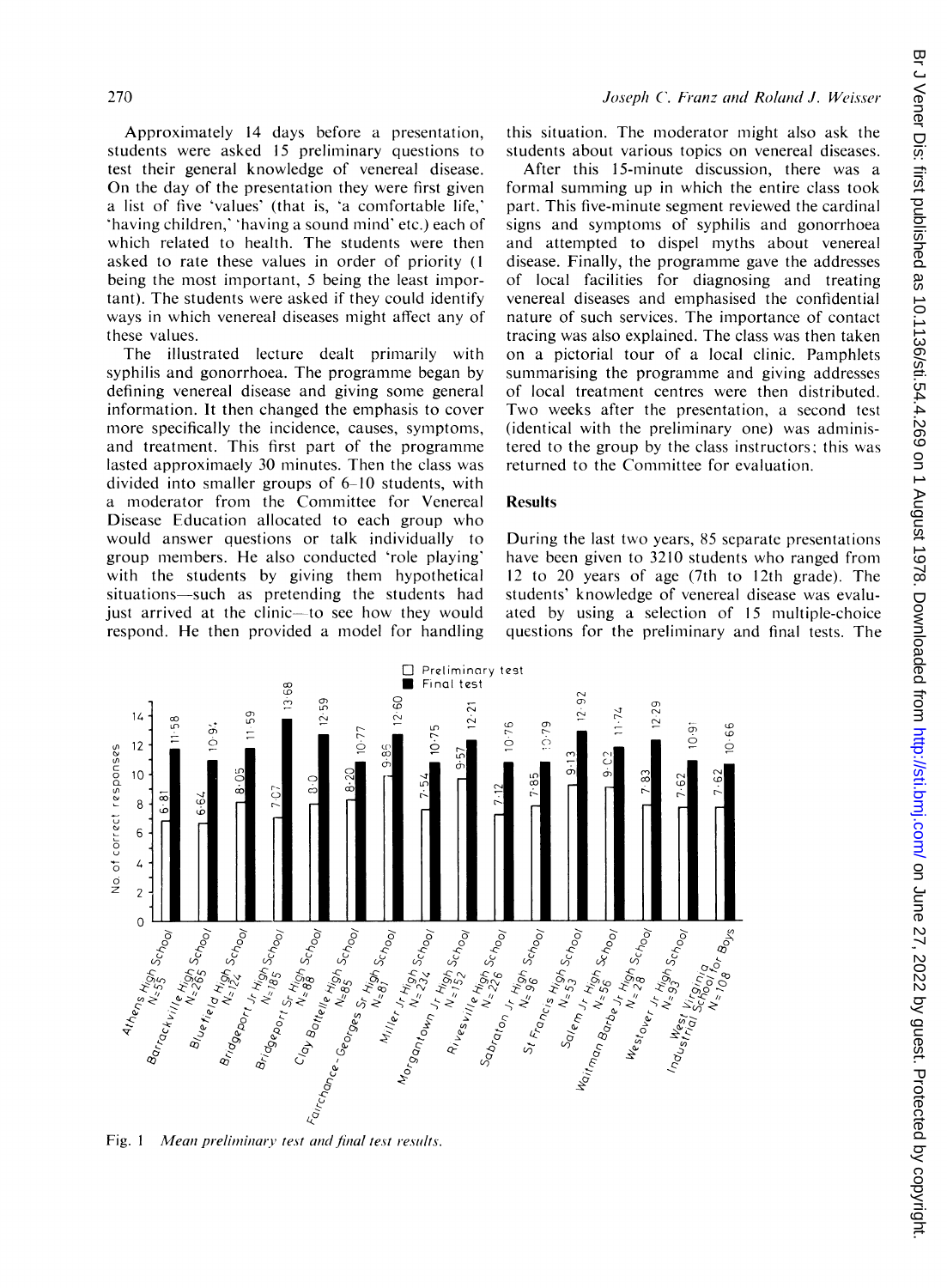Approximately 14 days before a presentation, students were asked 15 preliminary questions to test their general knowledge of venereal disease. On the day of the presentation they were first given a list of five 'values' (that is, 'a comfortable life,' 'having children,' 'having a sound mind' etc.) each of which related to health. The students were then asked to rate these values in order of priority (1 being the most important, 5 being the least important). The students were asked if they could identify ways in which venereal diseases might affect any of these values.

The illustrated lecture dealt primarily with syphilis and gonorrhoea. The programme began by defining venereal disease and giving some general information. It then changed the emphasis to cover more specifically the incidence, causes, symptoms, and treatment. This first part of the programme lasted approximaely 30 minutes. Then the class was divided into smaller groups of 6–10 students, with a moderator from the Committee for Venereal Disease Education allocated to each group who would answer questions or talk individually to group members. He also conducted 'role playing' with the students by giving them hypothetical situations—such as pretending the students had just arrived at the clinic—to see how they would respond. He then provided a model for handling this situation. The moderator might also ask the students about various topics on venereal diseases.

After this 15-minute discussion, there was a formal summing up in which the entire class took part. This five-minute segment reviewed the cardinal signs and symptoms of syphilis and gonorrhoea and attempted to dispel myths about venereal disease. Finally, the programme gave the addresses of local facilities for diagnosing and treating venereal diseases and emphasised the confidential nature of such services. The importance of contact tracing was also explained. The class was then taken on a pictorial tour of a local clinic. Pamphlets summarising the programme and giving addresses of local treatment centres were then distributed. Two weeks after the presentation, a second test (identical with the preliminary one) was administered to the group by the class instructors; this was returned to the Committee for evaluation.

## Results

During the last two years, 85 separate presentations have been given to 3210 students who ranged from 12 to 20 years of age (7th to 12th grade). The students' knowledge of venereal disease was evaluated by using a selection of 15 multiple-choice questions for the preliminary and final tests. The

| School | N | Preliminary test | Final test |
|---|---|---|---|
| Athens High School | 55 | 6·81 | 11·58 |
| Barrackville High School | 265 | 6·64 | 10·94 |
| Bluefield High School | 124 | 8·05 | 11·59 |
| Bridgeport Jr High School | 185 | 7·07 | 13·68 |
| Bridgeport Sr High School | 88 | 8·0 | 12·59 |
| Clay Battelle High School | 85 | 8·20 | 10·77 |
| Fairchance-Georges Sr High School | 81 | 9·85 | 12·60 |
| Miller Jr High School | 234 | 7·54 | 10·75 |
| Morgantown Jr High School | 152 | 9·57 | 12·21 |
| Rivesville High School | 226 | 7·12 | 10·76 |
| Sabraton Jr High School | 96 | 7·85 | 10·79 |
| St Francis High School | 53 | 9·13 | 12·92 |
| Salem Jr High School | 56 | 9·02 | 11·74 |
| Waitman Barbe Jr High School | 28 | 7·83 | 12·29 |
| Westover Jr High School | 93 | 7·62 | 10·91 |
| West Virginia Industrial School for Boys | 108 | 7·62 | 10·66 |

Fig. 1 *Mean preliminary test and final test results.*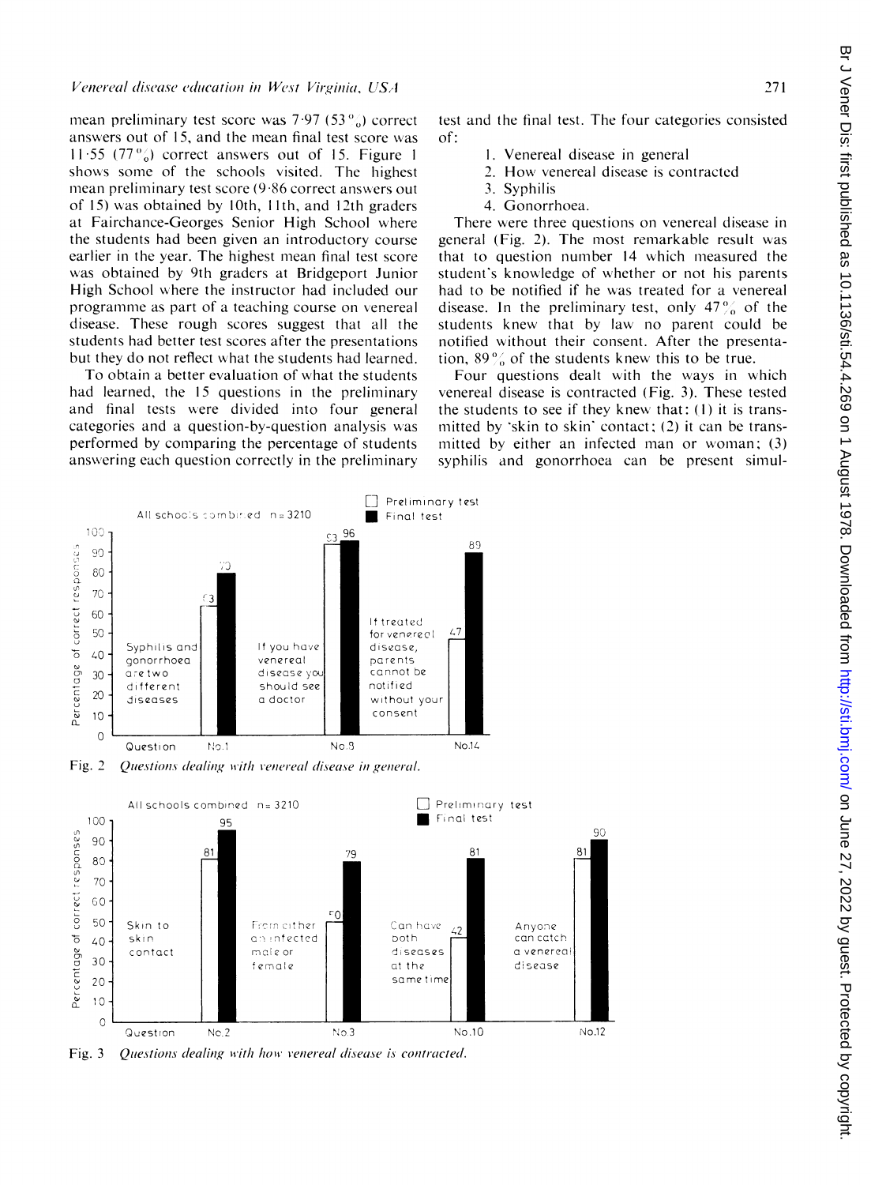mean preliminary test score was 7·97 (53%) correct answers out of 15, and the mean final test score was 11·55 (77%) correct answers out of 15. Figure 1 shows some of the schools visited. The highest mean preliminary test score (9·86 correct answers out of 15) was obtained by 10th, 11th, and 12th graders at Fairchance-Georges Senior High School where the students had been given an introductory course earlier in the year. The highest mean final test score was obtained by 9th graders at Bridgeport Junior High School where the instructor had included our programme as part of a teaching course on venereal disease. These rough scores suggest that all the students had better test scores after the presentations but they do not reflect what the students had learned.

To obtain a better evaluation of what the students had learned, the 15 questions in the preliminary and final tests were divided into four general categories and a question-by-question analysis was performed by comparing the percentage of students answering each question correctly in the preliminary test and the final test. The four categories consisted of:

1. Venereal disease in general
2. How venereal disease is contracted
3. Syphilis
4. Gonorrhoea.

There were three questions on venereal disease in general (Fig. 2). The most remarkable result was that to question number 14 which measured the student's knowledge of whether or not his parents had to be notified if he was treated for a venereal disease. In the preliminary test, only 47% of the students knew that by law no parent could be notified without their consent. After the presentation, 89% of the students knew this to be true.

Four questions dealt with the ways in which venereal disease is contracted (Fig. 3). These tested the students to see if they knew that: (1) it is transmitted by 'skin to skin' contact; (2) it can be transmitted by either an infected man or woman; (3) syphilis and gonorrhoea can be present simul-

Fig. 2 *Questions dealing with venereal disease in general.*

Fig. 3 *Questions dealing with how venereal disease is contracted.*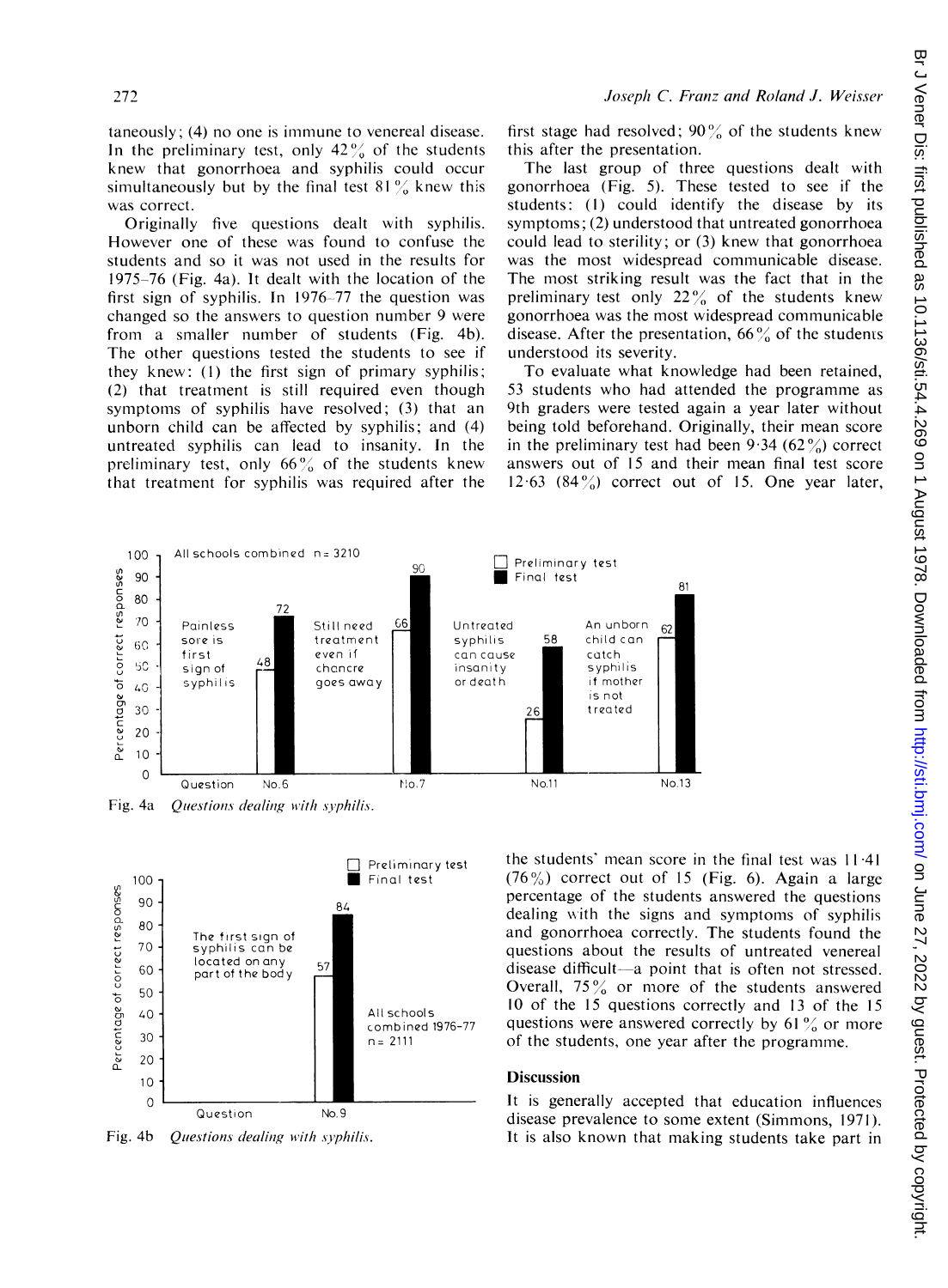taneously; (4) no one is immune to venereal disease. In the preliminary test, only 42% of the students knew that gonorrhoea and syphilis could occur simultaneously but by the final test 81% knew this was correct.

Originally five questions dealt with syphilis. However one of these was found to confuse the students and so it was not used in the results for 1975–76 (Fig. 4a). It dealt with the location of the first sign of syphilis. In 1976–77 the question was changed so the answers to question number 9 were from a smaller number of students (Fig. 4b). The other questions tested the students to see if they knew: (1) the first sign of primary syphilis; (2) that treatment is still required even though symptoms of syphilis have resolved; (3) that an unborn child can be affected by syphilis; and (4) untreated syphilis can lead to insanity. In the preliminary test, only 66% of the students knew that treatment for syphilis was required after the first stage had resolved; 90% of the students knew this after the presentation.

The last group of three questions dealt with gonorrhoea (Fig. 5). These tested to see if the students: (1) could identify the disease by its symptoms; (2) understood that untreated gonorrhoea could lead to sterility; or (3) knew that gonorrhoea was the most widespread communicable disease. The most striking result was the fact that in the preliminary test only 22% of the students knew gonorrhoea was the most widespread communicable disease. After the presentation, 66% of the students understood its severity.

To evaluate what knowledge had been retained, 53 students who had attended the programme as 9th graders were tested again a year later without being told beforehand. Originally, their mean score in the preliminary test had been 9·34 (62%) correct answers out of 15 and their mean final test score 12·63 (84%) correct out of 15. One year later, the students' mean score in the final test was 11·41 (76%) correct out of 15 (Fig. 6). Again a large percentage of the students answered the questions dealing with the signs and symptoms of syphilis and gonorrhoea correctly. The students found the questions about the results of untreated venereal disease difficult—a point that is often not stressed. Overall, 75% or more of the students answered 10 of the 15 questions correctly and 13 of the 15 questions were answered correctly by 61% or more of the students, one year after the programme.

All schools combined n = 3210

| Question | Description | Preliminary test (%) | Final test (%) |
|---|---|---|---|
| No.6 | Painless sore is first sign of syphilis | 48 | 72 |
| No.7 | Still need treatment even if chancre goes away | 66 | 90 |
| No.11 | Untreated syphilis can cause insanity or death | 26 | 58 |
| No.13 | An unborn child can catch syphilis if mother is not treated | 62 | 81 |

Fig. 4a *Questions dealing with syphilis.*

All schools combined 1976–77 n = 2111

| Question | Description | Preliminary test (%) | Final test (%) |
|---|---|---|---|
| No.9 | The first sign of syphilis can be located on any part of the body | 57 | 84 |

Fig. 4b *Questions dealing with syphilis.*

## Discussion

It is generally accepted that education influences disease prevalence to some extent (Simmons, 1971). It is also known that making students take part in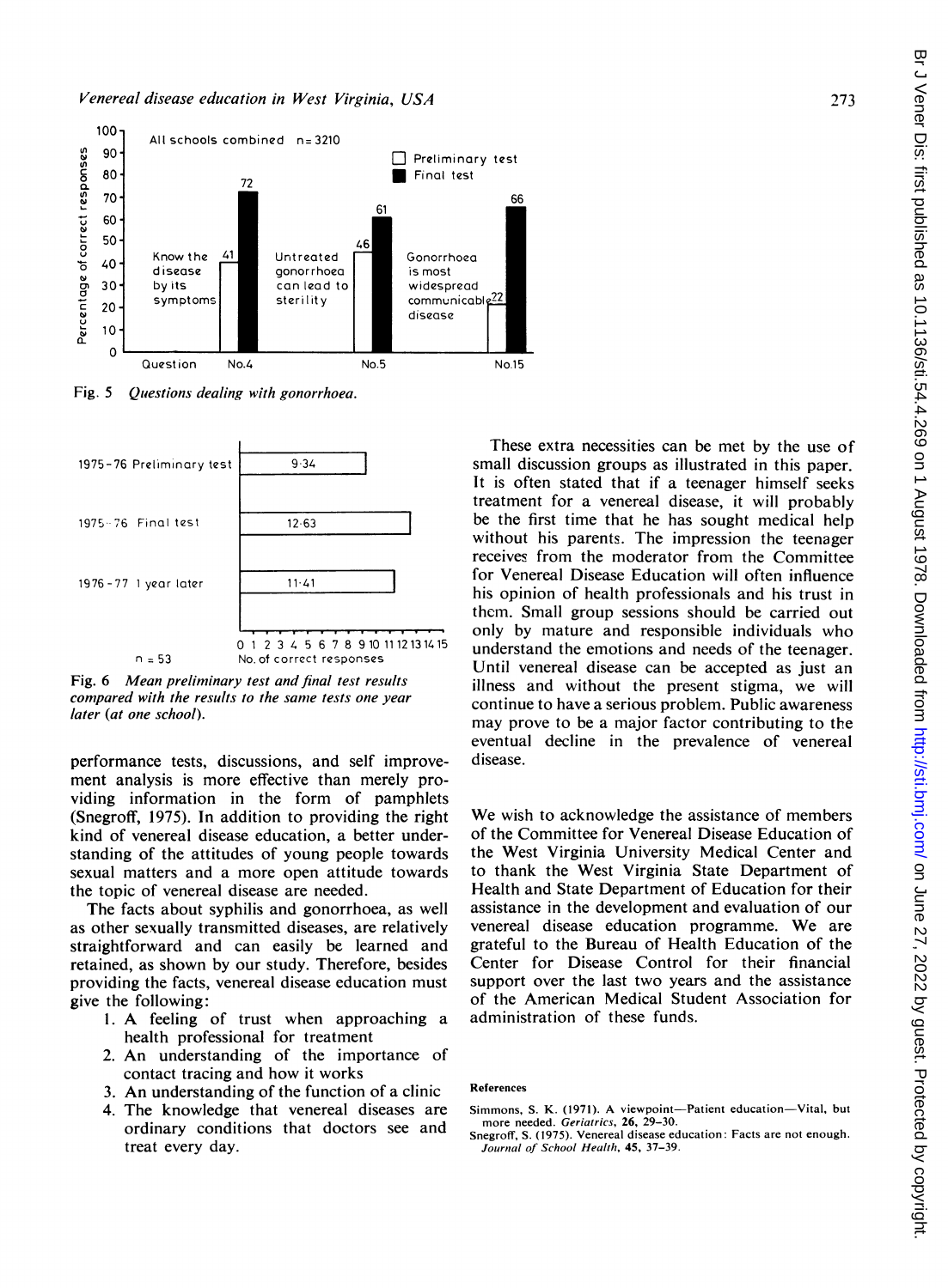All schools combined n = 3210

Preliminary test

Final test

Percentage of correct responses

Know the disease by its symptoms

41

72

Untreated gonorrhoea can lead to sterility

46

61

Gonorrhoea is most widespread communicable disease

22

66

Question No.4 No.5 No.15

Fig. 5 *Questions dealing with gonorrhoea.*

1975-76 Preliminary test 9·34

1975-76 Final test 12·63

1976-77 1 year later 11·41

0 1 2 3 4 5 6 7 8 9 10 11 12 13 14 15

n = 53 No. of correct responses

Fig. 6 *Mean preliminary test and final test results compared with the results to the same tests one year later (at one school).*

performance tests, discussions, and self improvement analysis is more effective than merely providing information in the form of pamphlets (Snegroff, 1975). In addition to providing the right kind of venereal disease education, a better understanding of the attitudes of young people towards sexual matters and a more open attitude towards the topic of venereal disease are needed.

The facts about syphilis and gonorrhoea, as well as other sexually transmitted diseases, are relatively straightforward and can easily be learned and retained, as shown by our study. Therefore, besides providing the facts, venereal disease education must give the following:

1. A feeling of trust when approaching a health professional for treatment
2. An understanding of the importance of contact tracing and how it works
3. An understanding of the function of a clinic
4. The knowledge that venereal diseases are ordinary conditions that doctors see and treat every day.

These extra necessities can be met by the use of small discussion groups as illustrated in this paper. It is often stated that if a teenager himself seeks treatment for a venereal disease, it will probably be the first time that he has sought medical help without his parents. The impression the teenager receives from the moderator from the Committee for Venereal Disease Education will often influence his opinion of health professionals and his trust in them. Small group sessions should be carried out only by mature and responsible individuals who understand the emotions and needs of the teenager. Until venereal disease can be accepted as just an illness and without the present stigma, we will continue to have a serious problem. Public awareness may prove to be a major factor contributing to the eventual decline in the prevalence of venereal disease.

We wish to acknowledge the assistance of members of the Committee for Venereal Disease Education of the West Virginia University Medical Center and to thank the West Virginia State Department of Health and State Department of Education for their assistance in the development and evaluation of our venereal disease education programme. We are grateful to the Bureau of Health Education of the Center for Disease Control for their financial support over the last two years and the assistance of the American Medical Student Association for administration of these funds.

## References

Simmons, S. K. (1971). A viewpoint—Patient education—Vital, but more needed. *Geriatrics*, **26**, 29–30.

Snegroff, S. (1975). Venereal disease education: Facts are not enough. *Journal of School Health*, **45**, 37–39.